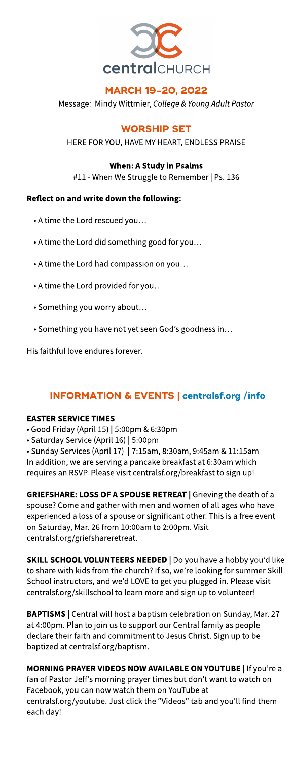centralCHURCH

## MARCH 19-20, 2022

Message: Mindy Wittmier, *College & Young Adult Pastor*

## WORSHIP SET

HERE FOR YOU, HAVE MY HEART, ENDLESS PRAISE

**When: A Study in Psalms**

#11 - When We Struggle to Remember | Ps. 136

**Reflect on and write down the following:**

- A time the Lord rescued you…
- A time the Lord did something good for you…
- A time the Lord had compassion on you…
- A time the Lord provided for you…
- Something you worry about…
- Something you have not yet seen God's goodness in…

His faithful love endures forever.

## INFORMATION & EVENTS | centralsf.org /info

**EASTER SERVICE TIMES**

- Good Friday (April 15) | 5:00pm & 6:30pm
- Saturday Service (April 16) | 5:00pm
- Sunday Services (April 17) | 7:15am, 8:30am, 9:45am & 11:15am

In addition, we are serving a pancake breakfast at 6:30am which requires an RSVP. Please visit centralsf.org/breakfast to sign up!

**GRIEFSHARE: LOSS OF A SPOUSE RETREAT** | Grieving the death of a spouse? Come and gather with men and women of all ages who have experienced a loss of a spouse or significant other. This is a free event on Saturday, Mar. 26 from 10:00am to 2:00pm. Visit centralsf.org/griefshareretreat.

**SKILL SCHOOL VOLUNTEERS NEEDED** | Do you have a hobby you'd like to share with kids from the church? If so, we're looking for summer Skill School instructors, and we'd LOVE to get you plugged in. Please visit centralsf.org/skillschool to learn more and sign up to volunteer!

**BAPTISMS** | Central will host a baptism celebration on Sunday, Mar. 27 at 4:00pm. Plan to join us to support our Central family as people declare their faith and commitment to Jesus Christ. Sign up to be baptized at centralsf.org/baptism.

**MORNING PRAYER VIDEOS NOW AVAILABLE ON YOUTUBE** | If you're a fan of Pastor Jeff's morning prayer times but don't want to watch on Facebook, you can now watch them on YouTube at centralsf.org/youtube. Just click the "Videos" tab and you'll find them each day!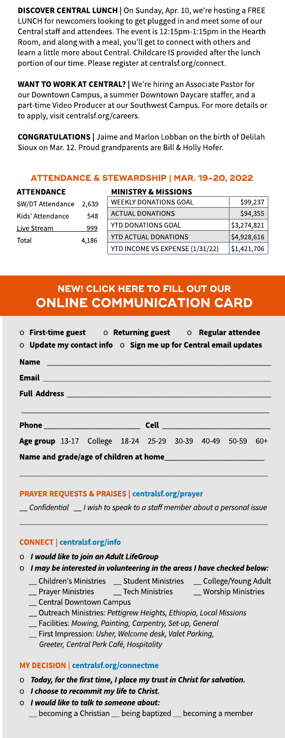**DISCOVER CENTRAL LUNCH** | On Sunday, Apr. 10, we're hosting a FREE LUNCH for newcomers looking to get plugged in and meet some of our Central staff and attendees. The event is 12:15pm-1:15pm in the Hearth Room, and along with a meal, you'll get to connect with others and learn a little more about Central. Childcare IS provided after the lunch portion of our time. Please register at centralsf.org/connect.

**WANT TO WORK AT CENTRAL?** | We're hiring an Associate Pastor for our Downtown Campus, a summer Downtown Daycare staffer, and a part-time Video Producer at our Southwest Campus. For more details or to apply, visit centralsf.org/careers.

**CONGRATULATIONS** | Jaime and Marlon Lobban on the birth of Delilah Sioux on Mar. 12. Proud grandparents are Bill & Holly Hofer.

## ATTENDANCE & STEWARDSHIP | MAR. 19-20, 2022

**ATTENDANCE**

| | |
|---|---|
| SW/DT Attendance | 2,639 |
| Kids' Attendance | 548 |
| Live Stream | 999 |
| Total | 4,186 |

**MINISTRY & MISSIONS**

| | |
|---|---|
| WEEKLY DONATIONS GOAL | $99,237 |
| ACTUAL DONATIONS | $94,355 |
| YTD DONATIONS GOAL | $3,274,821 |
| YTD ACTUAL DONATIONS | $4,928,616 |
| YTD INCOME VS EXPENSE (1/31/22) | $1,421,706 |

## NEW! CLICK HERE TO FILL OUT OUR ONLINE COMMUNICATION CARD

○ **First-time guest** ○ **Returning guest** ○ **Regular attendee**
○ **Update my contact info** ○ **Sign me up for Central email updates**

**Name** ________________________________________________

**Email** ________________________________________________

**Full Address** __________________________________________

________________________________________________________

**Phone** ____________________ **Cell** ______________________

**Age group** 13-17 College 18-24 25-29 30-39 40-49 50-59 60+

**Name and grade/age of children at home**____________________

________________________________________________________

**PRAYER REQUESTS & PRAISES | centralsf.org/prayer**

__ *Confidential* __ *I wish to speak to a staff member about a personal issue*

________________________________________________________

**CONNECT | centralsf.org/info**

○ ***I would like to join an Adult LifeGroup***
○ ***I may be interested in volunteering in the areas I have checked below:***
- __ Children's Ministries __ Student Ministries __ College/Young Adult
- __ Prayer Ministries __ Tech Ministries __ Worship Ministries
- __ Central Downtown Campus
- __ Outreach Ministries: *Pettigrew Heights, Ethiopia, Local Missions*
- __ Facilities: *Mowing, Painting, Carpentry, Set-up, General*
- __ First Impression: *Usher, Welcome desk, Valet Parking, Greeter, Central Perk Café, Hospitality*

**MY DECISION | centralsf.org/connectme**

○ ***Today, for the first time, I place my trust in Christ for salvation.***
○ ***I choose to recommit my life to Christ.***
○ ***I would like to talk to someone about:***
__ becoming a Christian __ being baptized __ becoming a member